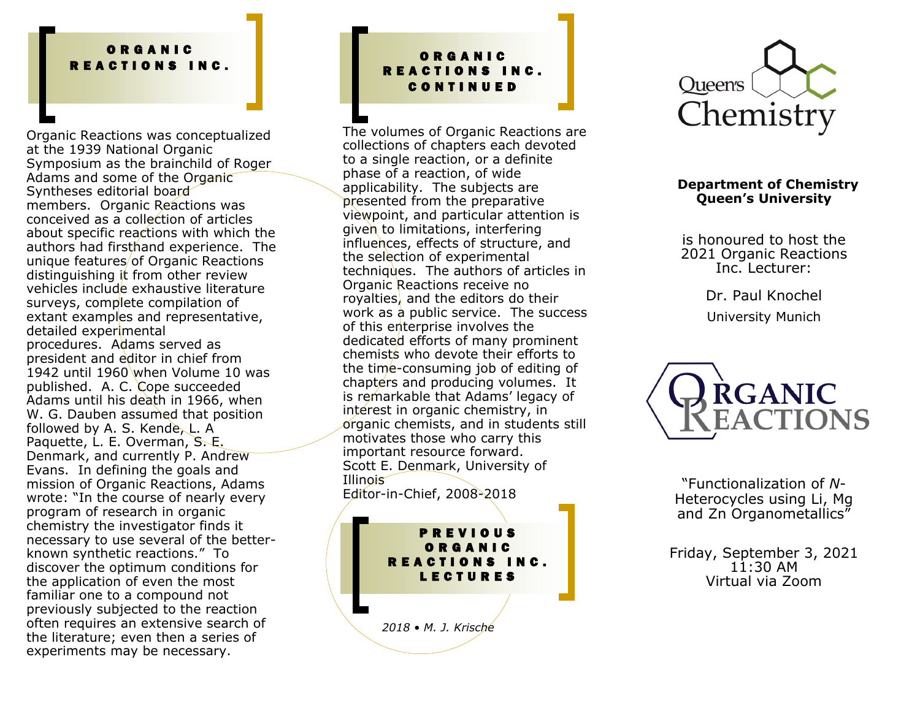## ORGANIC REACTIONS INC.

Organic Reactions was conceptualized at the 1939 National Organic Symposium as the brainchild of Roger Adams and some of the Organic Syntheses editorial board members. Organic Reactions was conceived as a collection of articles about specific reactions with which the authors had firsthand experience. The unique features of Organic Reactions distinguishing it from other review vehicles include exhaustive literature surveys, complete compilation of extant examples and representative, detailed experimental procedures. Adams served as president and editor in chief from 1942 until 1960 when Volume 10 was published. A. C. Cope succeeded Adams until his death in 1966, when W. G. Dauben assumed that position followed by A. S. Kende, L. A Paquette, L. E. Overman, S. E. Denmark, and currently P. Andrew Evans. In defining the goals and mission of Organic Reactions, Adams wrote: "In the course of nearly every program of research in organic chemistry the investigator finds it necessary to use several of the better-known synthetic reactions." To discover the optimum conditions for the application of even the most familiar one to a compound not previously subjected to the reaction often requires an extensive search of the literature; even then a series of experiments may be necessary.

## ORGANIC REACTIONS INC. CONTINUED

The volumes of Organic Reactions are collections of chapters each devoted to a single reaction, or a definite phase of a reaction, of wide applicability. The subjects are presented from the preparative viewpoint, and particular attention is given to limitations, interfering influences, effects of structure, and the selection of experimental techniques. The authors of articles in Organic Reactions receive no royalties, and the editors do their work as a public service. The success of this enterprise involves the dedicated efforts of many prominent chemists who devote their efforts to the time-consuming job of editing of chapters and producing volumes. It is remarkable that Adams' legacy of interest in organic chemistry, in organic chemists, and in students still motivates those who carry this important resource forward.
Scott E. Denmark, University of Illinois
Editor-in-Chief, 2008-2018

## PREVIOUS ORGANIC REACTIONS INC. LECTURES

*2018 • M. J. Krische*

Queen's Chemistry

**Department of Chemistry**
**Queen's University**

is honoured to host the 2021 Organic Reactions Inc. Lecturer:

Dr. Paul Knochel

University Munich

ORGANIC REACTIONS

"Functionalization of *N*-Heterocycles using Li, Mg and Zn Organometallics"

Friday, September 3, 2021
11:30 AM
Virtual via Zoom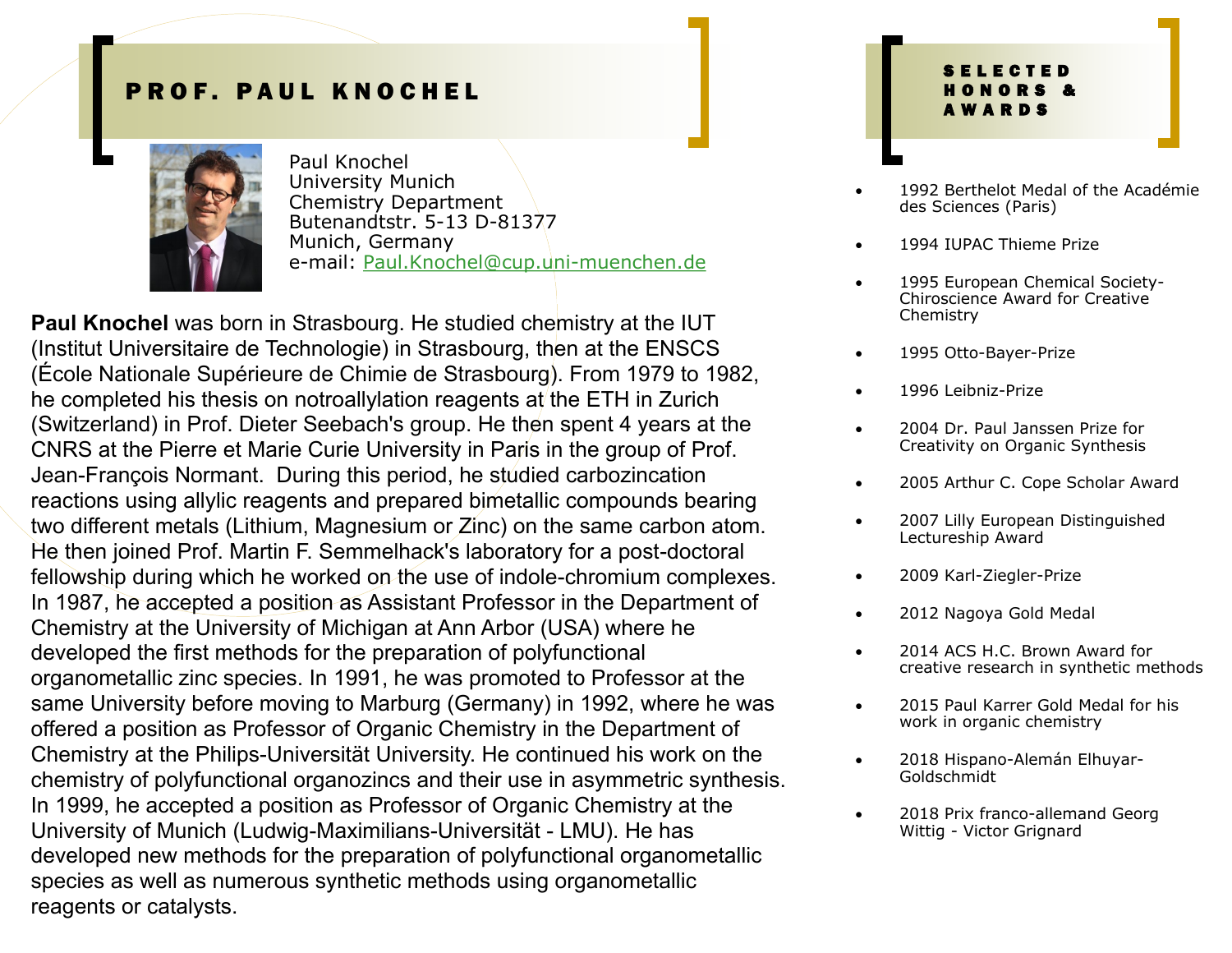# PROF. PAUL KNOCHEL

Paul Knochel
University Munich
Chemistry Department
Butenandtstr. 5-13 D-81377
Munich, Germany
e-mail: Paul.Knochel@cup.uni-muenchen.de

**Paul Knochel** was born in Strasbourg. He studied chemistry at the IUT (Institut Universitaire de Technologie) in Strasbourg, then at the ENSCS (École Nationale Supérieure de Chimie de Strasbourg). From 1979 to 1982, he completed his thesis on notroallylation reagents at the ETH in Zurich (Switzerland) in Prof. Dieter Seebach's group. He then spent 4 years at the CNRS at the Pierre et Marie Curie University in Paris in the group of Prof. Jean-François Normant. During this period, he studied carbozincation reactions using allylic reagents and prepared bimetallic compounds bearing two different metals (Lithium, Magnesium or Zinc) on the same carbon atom. He then joined Prof. Martin F. Semmelhack's laboratory for a post-doctoral fellowship during which he worked on the use of indole-chromium complexes. In 1987, he accepted a position as Assistant Professor in the Department of Chemistry at the University of Michigan at Ann Arbor (USA) where he developed the first methods for the preparation of polyfunctional organometallic zinc species. In 1991, he was promoted to Professor at the same University before moving to Marburg (Germany) in 1992, where he was offered a position as Professor of Organic Chemistry in the Department of Chemistry at the Philips-Universität University. He continued his work on the chemistry of polyfunctional organozincs and their use in asymmetric synthesis. In 1999, he accepted a position as Professor of Organic Chemistry at the University of Munich (Ludwig-Maximilians-Universität - LMU). He has developed new methods for the preparation of polyfunctional organometallic species as well as numerous synthetic methods using organometallic reagents or catalysts.

## SELECTED HONORS & AWARDS

- 1992 Berthelot Medal of the Académie des Sciences (Paris)
- 1994 IUPAC Thieme Prize
- 1995 European Chemical Society-Chiroscience Award for Creative Chemistry
- 1995 Otto-Bayer-Prize
- 1996 Leibniz-Prize
- 2004 Dr. Paul Janssen Prize for Creativity on Organic Synthesis
- 2005 Arthur C. Cope Scholar Award
- 2007 Lilly European Distinguished Lectureship Award
- 2009 Karl-Ziegler-Prize
- 2012 Nagoya Gold Medal
- 2014 ACS H.C. Brown Award for creative research in synthetic methods
- 2015 Paul Karrer Gold Medal for his work in organic chemistry
- 2018 Hispano-Alemán Elhuyar-Goldschmidt
- 2018 Prix franco-allemand Georg Wittig - Victor Grignard